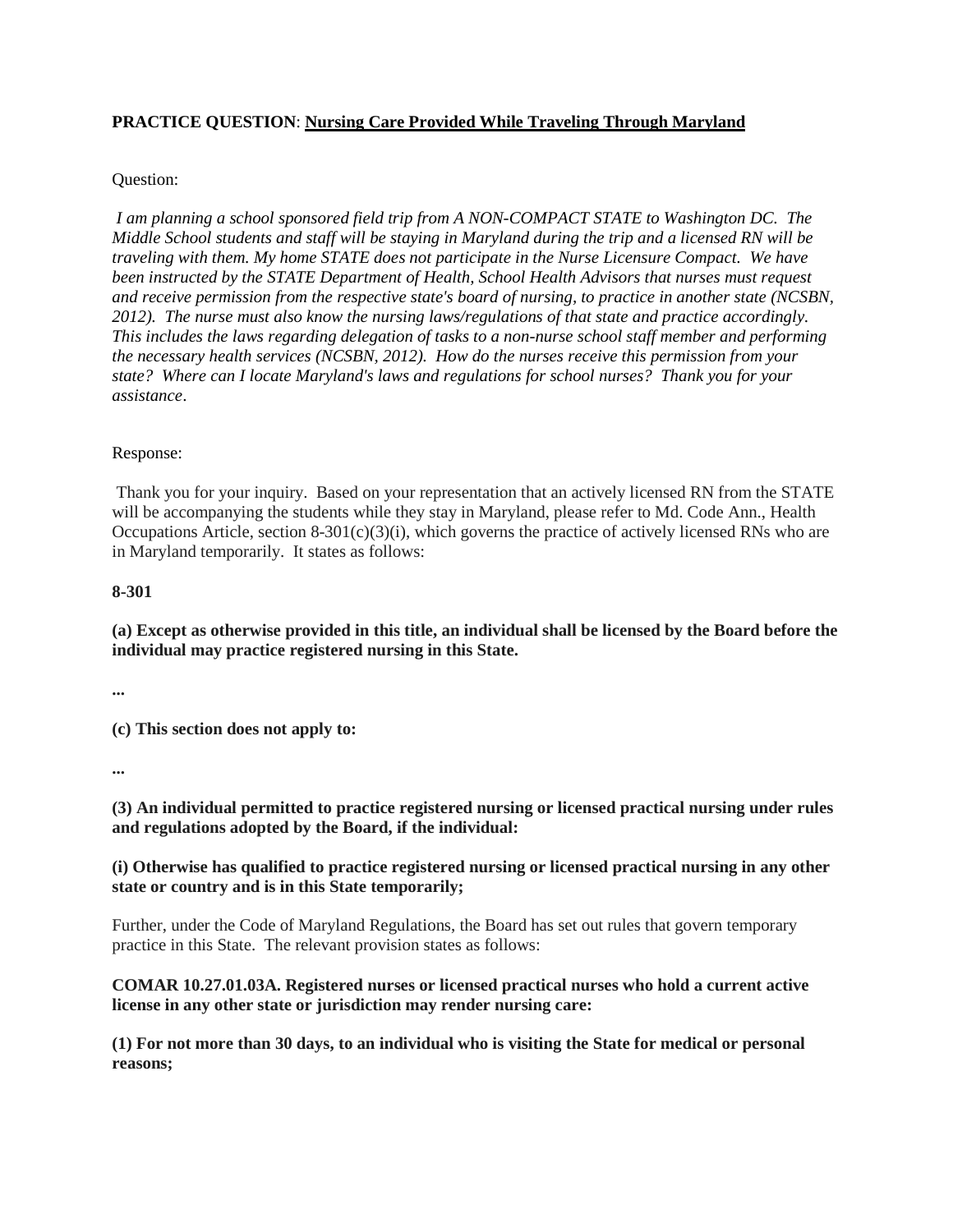**PRACTICE QUESTION**: **Nursing Care Provided While Traveling Through Maryland**

Question:

*I am planning a school sponsored field trip from A NON-COMPACT STATE to Washington DC. The Middle School students and staff will be staying in Maryland during the trip and a licensed RN will be traveling with them. My home STATE does not participate in the Nurse Licensure Compact. We have been instructed by the STATE Department of Health, School Health Advisors that nurses must request and receive permission from the respective state's board of nursing, to practice in another state (NCSBN, 2012). The nurse must also know the nursing laws/regulations of that state and practice accordingly. This includes the laws regarding delegation of tasks to a non-nurse school staff member and performing the necessary health services (NCSBN, 2012). How do the nurses receive this permission from your state? Where can I locate Maryland's laws and regulations for school nurses? Thank you for your assistance.*

Response:

Thank you for your inquiry. Based on your representation that an actively licensed RN from the STATE will be accompanying the students while they stay in Maryland, please refer to Md. Code Ann., Health Occupations Article, section 8-301(c)(3)(i), which governs the practice of actively licensed RNs who are in Maryland temporarily. It states as follows:

**8-301**

**(a) Except as otherwise provided in this title, an individual shall be licensed by the Board before the individual may practice registered nursing in this State.**

**...**

**(c) This section does not apply to:**

**...**

**(3) An individual permitted to practice registered nursing or licensed practical nursing under rules and regulations adopted by the Board, if the individual:**

**(i) Otherwise has qualified to practice registered nursing or licensed practical nursing in any other state or country and is in this State temporarily;**

Further, under the Code of Maryland Regulations, the Board has set out rules that govern temporary practice in this State. The relevant provision states as follows:

**COMAR 10.27.01.03A. Registered nurses or licensed practical nurses who hold a current active license in any other state or jurisdiction may render nursing care:**

**(1) For not more than 30 days, to an individual who is visiting the State for medical or personal reasons;**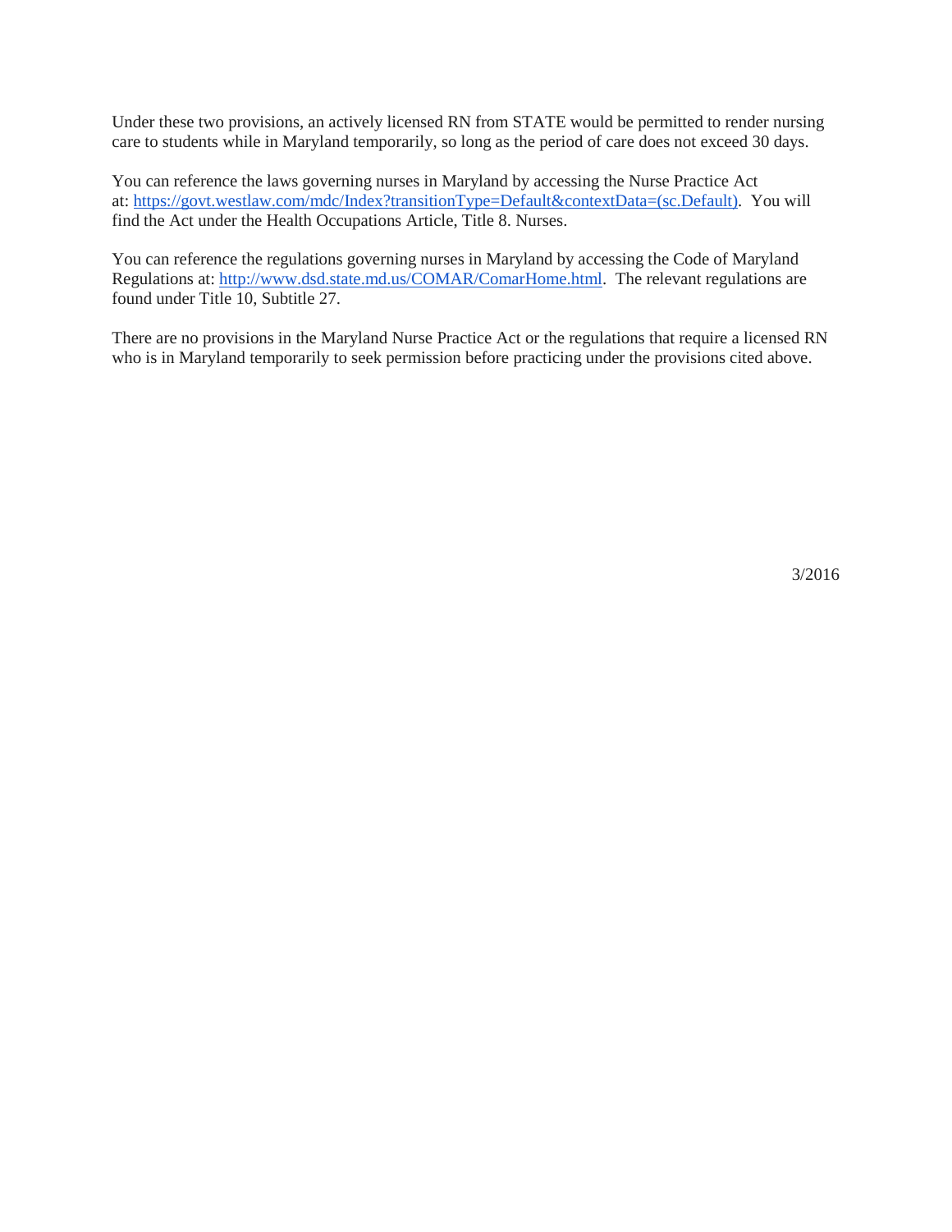Under these two provisions, an actively licensed RN from STATE would be permitted to render nursing care to students while in Maryland temporarily, so long as the period of care does not exceed 30 days.

You can reference the laws governing nurses in Maryland by accessing the Nurse Practice Act at: [https://govt.westlaw.com/mdc/Index?transitionType=Default&contextData=(sc.Default)](https://govt.westlaw.com/mdc/Index?transitionType=Default&contextData=(sc.Default)). You will find the Act under the Health Occupations Article, Title 8. Nurses.

You can reference the regulations governing nurses in Maryland by accessing the Code of Maryland Regulations at: [http://www.dsd.state.md.us/COMAR/ComarHome.html](http://www.dsd.state.md.us/COMAR/ComarHome.html). The relevant regulations are found under Title 10, Subtitle 27.

There are no provisions in the Maryland Nurse Practice Act or the regulations that require a licensed RN who is in Maryland temporarily to seek permission before practicing under the provisions cited above.

3/2016